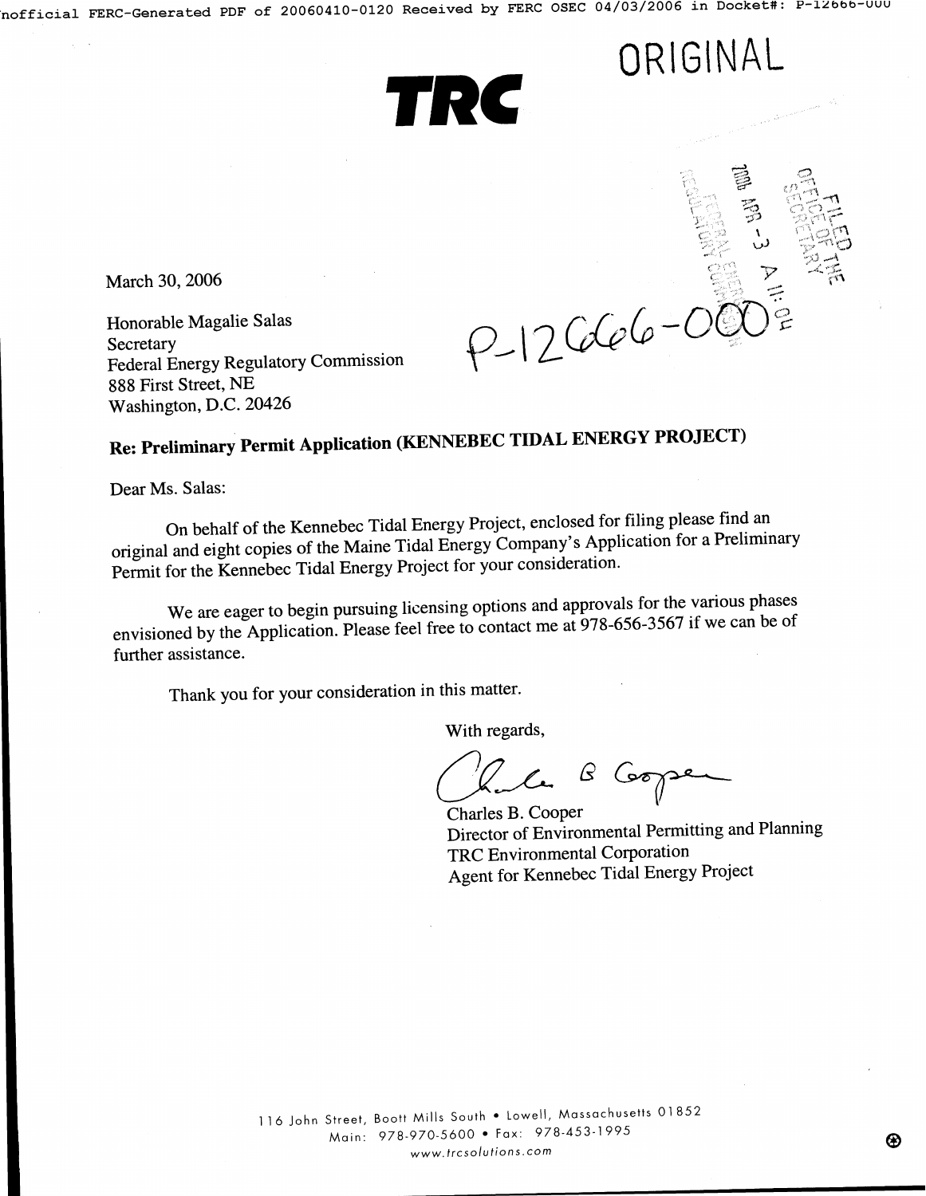ORIGINAL

**TRC**

FILED
OFFICE OF THE
SECRETARY

2006 APR -3 A 11:04

FEDERAL ENERGY
REGULATORY COMMISSION

March 30, 2006

P-12666-000

Honorable Magalie Salas
Secretary
Federal Energy Regulatory Commission
888 First Street, NE
Washington, D.C. 20426

**Re: Preliminary Permit Application (KENNEBEC TIDAL ENERGY PROJECT)**

Dear Ms. Salas:

On behalf of the Kennebec Tidal Energy Project, enclosed for filing please find an original and eight copies of the Maine Tidal Energy Company's Application for a Preliminary Permit for the Kennebec Tidal Energy Project for your consideration.

We are eager to begin pursuing licensing options and approvals for the various phases envisioned by the Application. Please feel free to contact me at 978-656-3567 if we can be of further assistance.

Thank you for your consideration in this matter.

With regards,

Charles B. Cooper
Director of Environmental Permitting and Planning
TRC Environmental Corporation
Agent for Kennebec Tidal Energy Project

116 John Street, Boott Mills South • Lowell, Massachusetts 01852
Main: 978-970-5600 • Fax: 978-453-1995
www.trcsolutions.com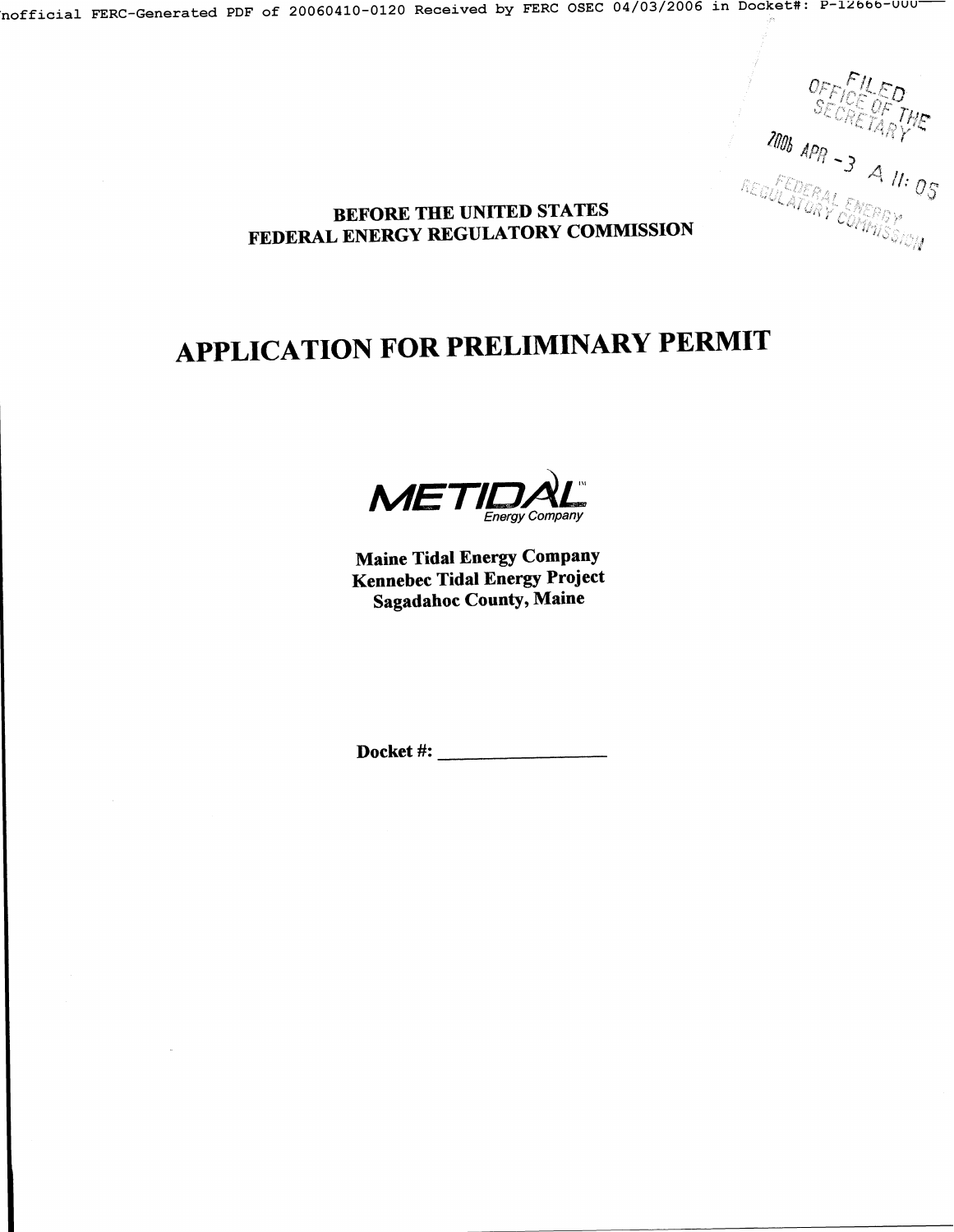BEFORE THE UNITED STATES
FEDERAL ENERGY REGULATORY COMMISSION

# APPLICATION FOR PRELIMINARY PERMIT

METIDAL™
Energy Company

**Maine Tidal Energy Company**
**Kennebec Tidal Energy Project**
**Sagadahoc County, Maine**

**Docket #:** ________________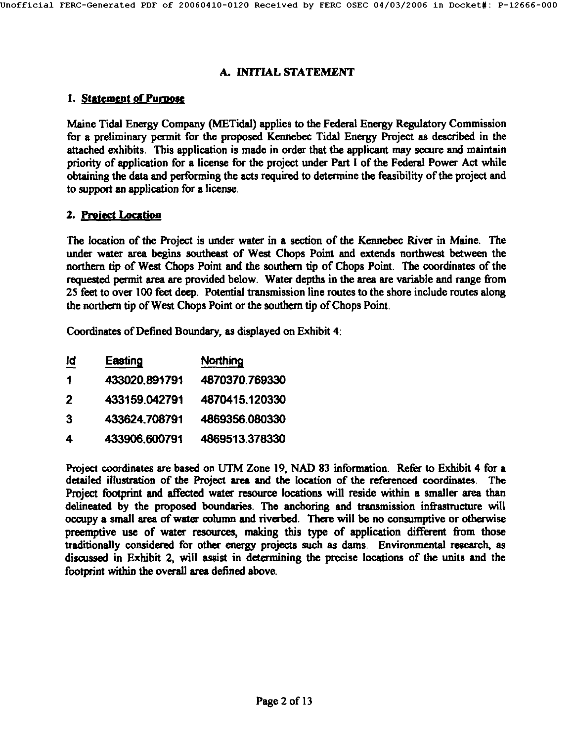## A. INITIAL STATEMENT

### 1. Statement of Purpose

Maine Tidal Energy Company (METidal) applies to the Federal Energy Regulatory Commission for a preliminary permit for the proposed Kennebec Tidal Energy Project as described in the attached exhibits. This application is made in order that the applicant may secure and maintain priority of application for a license for the project under Part I of the Federal Power Act while obtaining the data and performing the acts required to determine the feasibility of the project and to support an application for a license.

### 2. Project Location

The location of the Project is under water in a section of the Kennebec River in Maine. The under water area begins southeast of West Chops Point and extends northwest between the northern tip of West Chops Point and the southern tip of Chops Point. The coordinates of the requested permit area are provided below. Water depths in the area are variable and range from 25 feet to over 100 feet deep. Potential transmission line routes to the shore include routes along the northern tip of West Chops Point or the southern tip of Chops Point.

Coordinates of Defined Boundary, as displayed on Exhibit 4:

| Id | Easting | Northing |
|---|---|---|
| 1 | 433020.891791 | 4870370.769330 |
| 2 | 433159.042791 | 4870415.120330 |
| 3 | 433624.708791 | 4869356.080330 |
| 4 | 433906.600791 | 4869513.378330 |

Project coordinates are based on UTM Zone 19, NAD 83 information. Refer to Exhibit 4 for a detailed illustration of the Project area and the location of the referenced coordinates. The Project footprint and affected water resource locations will reside within a smaller area than delineated by the proposed boundaries. The anchoring and transmission infrastructure will occupy a small area of water column and riverbed. There will be no consumptive or otherwise preemptive use of water resources, making this type of application different from those traditionally considered for other energy projects such as dams. Environmental research, as discussed in Exhibit 2, will assist in determining the precise locations of the units and the footprint within the overall area defined above.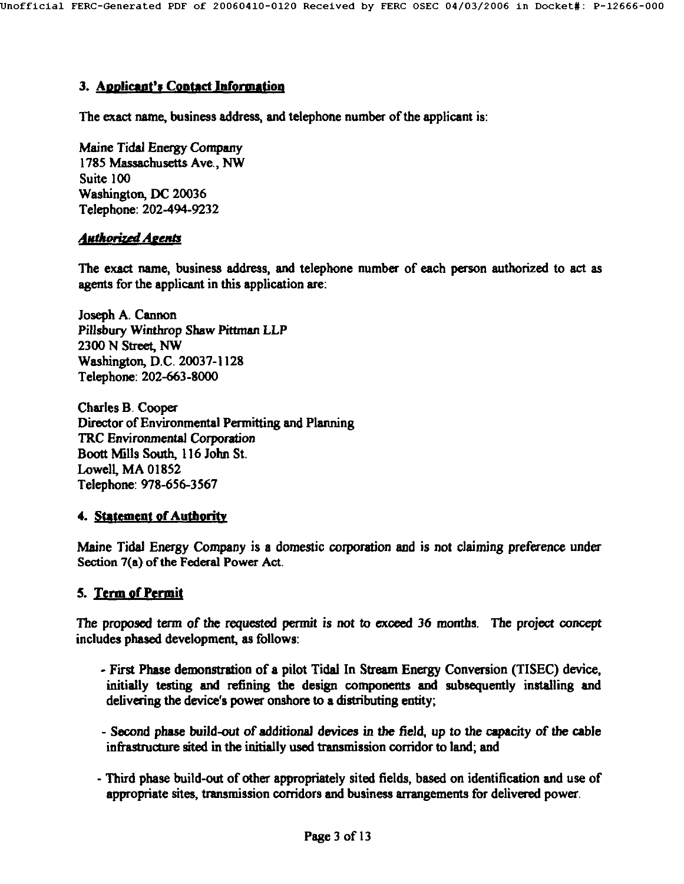## 3. Applicant's Contact Information

The exact name, business address, and telephone number of the applicant is:

Maine Tidal Energy Company
1785 Massachusetts Ave., NW
Suite 100
Washington, DC 20036
Telephone: 202-494-9232

### *Authorized Agents*

The exact name, business address, and telephone number of each person authorized to act as agents for the applicant in this application are:

Joseph A. Cannon
Pillsbury Winthrop Shaw Pittman LLP
2300 N Street, NW
Washington, D.C. 20037-1128
Telephone: 202-663-8000

Charles B. Cooper
Director of Environmental Permitting and Planning
TRC Environmental Corporation
Boott Mills South, 116 John St.
Lowell, MA 01852
Telephone: 978-656-3567

## 4. Statement of Authority

Maine Tidal Energy Company is a domestic corporation and is not claiming preference under Section 7(a) of the Federal Power Act.

## 5. Term of Permit

The proposed term of the requested permit is not to exceed 36 months. The project concept includes phased development, as follows:

- First Phase demonstration of a pilot Tidal In Stream Energy Conversion (TISEC) device, initially testing and refining the design components and subsequently installing and delivering the device's power onshore to a distributing entity;
- Second phase build-out of additional devices in the field, up to the capacity of the cable infrastructure sited in the initially used transmission corridor to land; and
- Third phase build-out of other appropriately sited fields, based on identification and use of appropriate sites, transmission corridors and business arrangements for delivered power.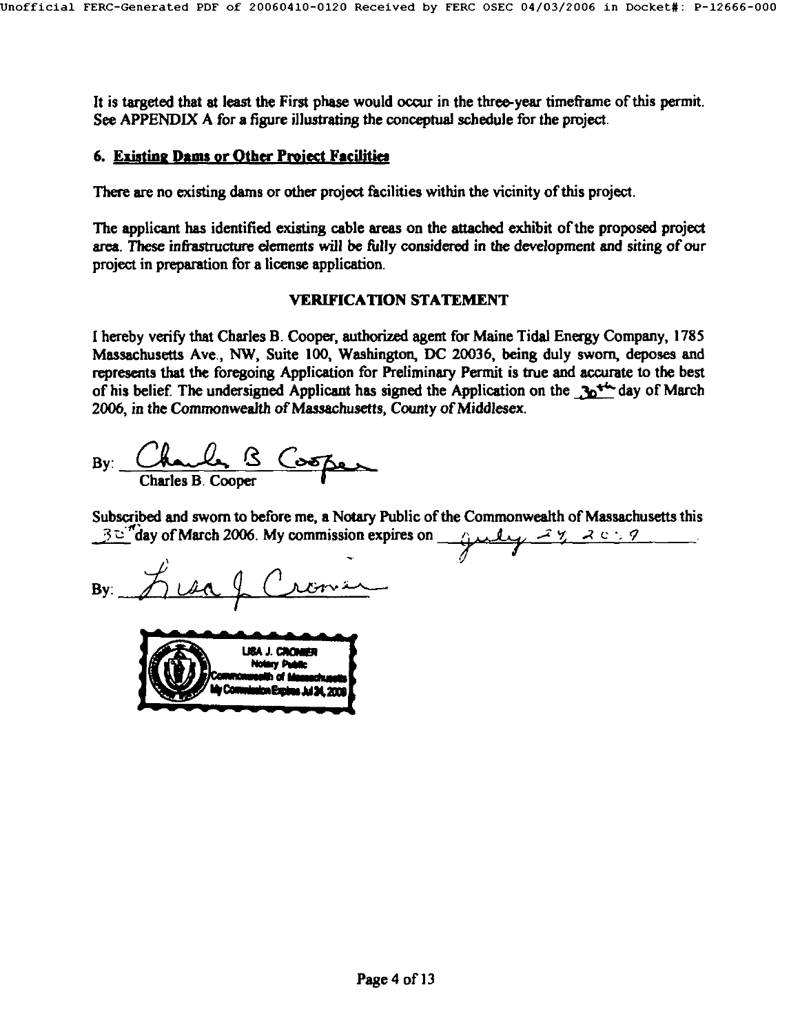It is targeted that at least the First phase would occur in the three-year timeframe of this permit. See APPENDIX A for a figure illustrating the conceptual schedule for the project.

### 6. Existing Dams or Other Project Facilities

There are no existing dams or other project facilities within the vicinity of this project.

The applicant has identified existing cable areas on the attached exhibit of the proposed project area. These infrastructure elements will be fully considered in the development and siting of our project in preparation for a license application.

**VERIFICATION STATEMENT**

I hereby verify that Charles B. Cooper, authorized agent for Maine Tidal Energy Company, 1785 Massachusetts Ave., NW, Suite 100, Washington, DC 20036, being duly sworn, deposes and represents that the foregoing Application for Preliminary Permit is true and accurate to the best of his belief. The undersigned Applicant has signed the Application on the 30th day of March 2006, in the Commonwealth of Massachusetts, County of Middlesex.

By: Charles B. Cooper
Charles B. Cooper

Subscribed and sworn to before me, a Notary Public of the Commonwealth of Massachusetts this 30th day of March 2006. My commission expires on July 24, 2009.

By: Lisa J. Cronier

LISA J. CRONIER
Notary Public
Commonwealth of Massachusetts
My Commission Expires Jul 24, 2009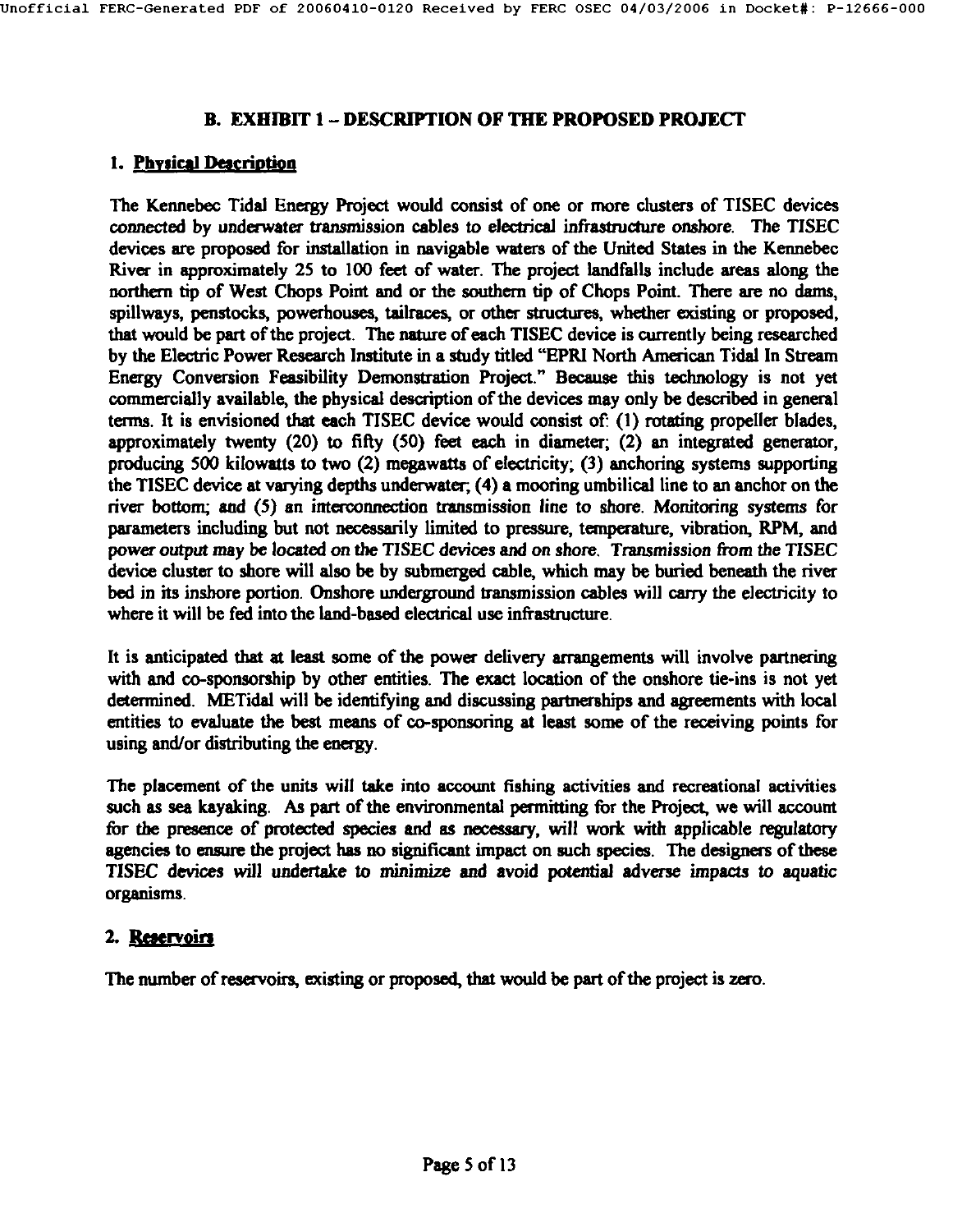## B. EXHIBIT 1 – DESCRIPTION OF THE PROPOSED PROJECT

### 1. Physical Description

The Kennebec Tidal Energy Project would consist of one or more clusters of TISEC devices connected by underwater transmission cables to electrical infrastructure onshore. The TISEC devices are proposed for installation in navigable waters of the United States in the Kennebec River in approximately 25 to 100 feet of water. The project landfalls include areas along the northern tip of West Chops Point and or the southern tip of Chops Point. There are no dams, spillways, penstocks, powerhouses, tailraces, or other structures, whether existing or proposed, that would be part of the project. The nature of each TISEC device is currently being researched by the Electric Power Research Institute in a study titled "EPRI North American Tidal In Stream Energy Conversion Feasibility Demonstration Project." Because this technology is not yet commercially available, the physical description of the devices may only be described in general terms. It is envisioned that each TISEC device would consist of: (1) rotating propeller blades, approximately twenty (20) to fifty (50) feet each in diameter; (2) an integrated generator, producing 500 kilowatts to two (2) megawatts of electricity; (3) anchoring systems supporting the TISEC device at varying depths underwater; (4) a mooring umbilical line to an anchor on the river bottom; and (5) an interconnection transmission line to shore. Monitoring systems for parameters including but not necessarily limited to pressure, temperature, vibration, RPM, and power output may be located on the TISEC devices and on shore. Transmission from the TISEC device cluster to shore will also be by submerged cable, which may be buried beneath the river bed in its inshore portion. Onshore underground transmission cables will carry the electricity to where it will be fed into the land-based electrical use infrastructure.

It is anticipated that at least some of the power delivery arrangements will involve partnering with and co-sponsorship by other entities. The exact location of the onshore tie-ins is not yet determined. METidal will be identifying and discussing partnerships and agreements with local entities to evaluate the best means of co-sponsoring at least some of the receiving points for using and/or distributing the energy.

The placement of the units will take into account fishing activities and recreational activities such as sea kayaking. As part of the environmental permitting for the Project, we will account for the presence of protected species and as necessary, will work with applicable regulatory agencies to ensure the project has no significant impact on such species. The designers of these TISEC devices will undertake to minimize and avoid potential adverse impacts to aquatic organisms.

### 2. Reservoirs

The number of reservoirs, existing or proposed, that would be part of the project is zero.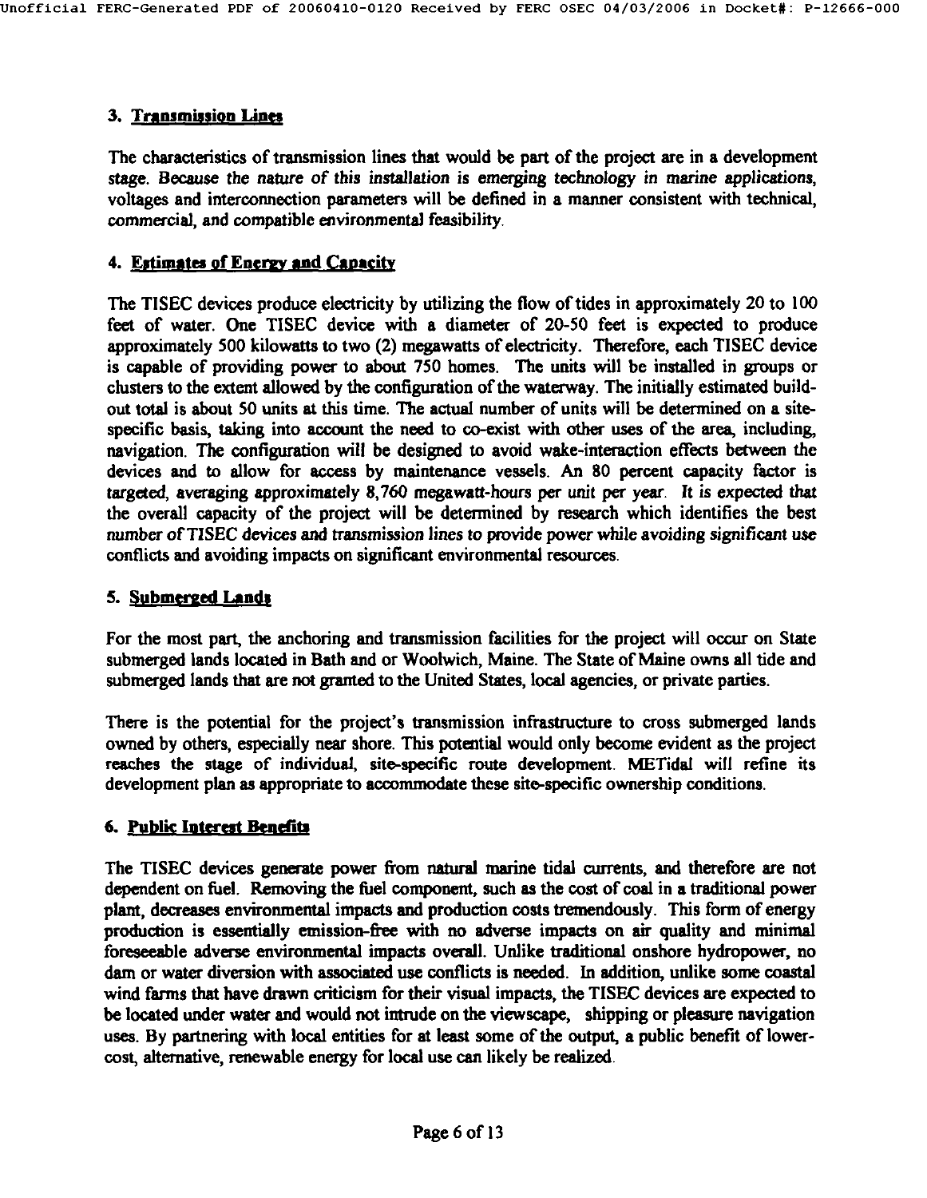### 3. Transmission Lines

The characteristics of transmission lines that would be part of the project are in a development stage. Because the nature of this installation is emerging technology in marine applications, voltages and interconnection parameters will be defined in a manner consistent with technical, commercial, and compatible environmental feasibility.

### 4. Estimates of Energy and Capacity

The TISEC devices produce electricity by utilizing the flow of tides in approximately 20 to 100 feet of water. One TISEC device with a diameter of 20-50 feet is expected to produce approximately 500 kilowatts to two (2) megawatts of electricity. Therefore, each TISEC device is capable of providing power to about 750 homes. The units will be installed in groups or clusters to the extent allowed by the configuration of the waterway. The initially estimated build-out total is about 50 units at this time. The actual number of units will be determined on a site-specific basis, taking into account the need to co-exist with other uses of the area, including, navigation. The configuration will be designed to avoid wake-interaction effects between the devices and to allow for access by maintenance vessels. An 80 percent capacity factor is targeted, averaging approximately 8,760 megawatt-hours per unit per year. It is expected that the overall capacity of the project will be determined by research which identifies the best number of TISEC devices and transmission lines to provide power while avoiding significant use conflicts and avoiding impacts on significant environmental resources.

### 5. Submerged Lands

For the most part, the anchoring and transmission facilities for the project will occur on State submerged lands located in Bath and or Woolwich, Maine. The State of Maine owns all tide and submerged lands that are not granted to the United States, local agencies, or private parties.

There is the potential for the project's transmission infrastructure to cross submerged lands owned by others, especially near shore. This potential would only become evident as the project reaches the stage of individual, site-specific route development. METidal will refine its development plan as appropriate to accommodate these site-specific ownership conditions.

### 6. Public Interest Benefits

The TISEC devices generate power from natural marine tidal currents, and therefore are not dependent on fuel. Removing the fuel component, such as the cost of coal in a traditional power plant, decreases environmental impacts and production costs tremendously. This form of energy production is essentially emission-free with no adverse impacts on air quality and minimal foreseeable adverse environmental impacts overall. Unlike traditional onshore hydropower, no dam or water diversion with associated use conflicts is needed. In addition, unlike some coastal wind farms that have drawn criticism for their visual impacts, the TISEC devices are expected to be located under water and would not intrude on the viewscape, shipping or pleasure navigation uses. By partnering with local entities for at least some of the output, a public benefit of lower-cost, alternative, renewable energy for local use can likely be realized.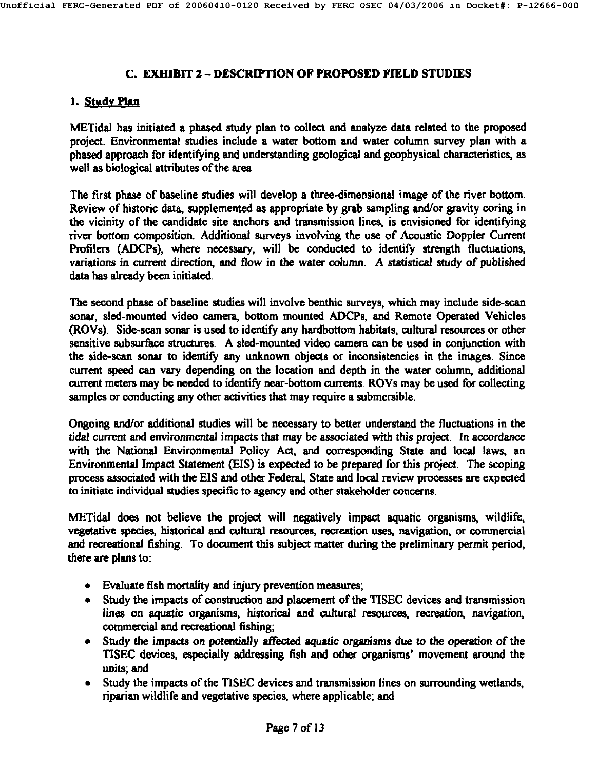## C. EXHIBIT 2 – DESCRIPTION OF PROPOSED FIELD STUDIES

### 1. Study Plan

METidal has initiated a phased study plan to collect and analyze data related to the proposed project. Environmental studies include a water bottom and water column survey plan with a phased approach for identifying and understanding geological and geophysical characteristics, as well as biological attributes of the area.

The first phase of baseline studies will develop a three-dimensional image of the river bottom. Review of historic data, supplemented as appropriate by grab sampling and/or gravity coring in the vicinity of the candidate site anchors and transmission lines, is envisioned for identifying river bottom composition. Additional surveys involving the use of Acoustic Doppler Current Profilers (ADCPs), where necessary, will be conducted to identify strength fluctuations, variations in current direction, and flow in the water column. A statistical study of published data has already been initiated.

The second phase of baseline studies will involve benthic surveys, which may include side-scan sonar, sled-mounted video camera, bottom mounted ADCPs, and Remote Operated Vehicles (ROVs). Side-scan sonar is used to identify any hardbottom habitats, cultural resources or other sensitive subsurface structures. A sled-mounted video camera can be used in conjunction with the side-scan sonar to identify any unknown objects or inconsistencies in the images. Since current speed can vary depending on the location and depth in the water column, additional current meters may be needed to identify near-bottom currents. ROVs may be used for collecting samples or conducting any other activities that may require a submersible.

Ongoing and/or additional studies will be necessary to better understand the fluctuations in the tidal current and environmental impacts that may be associated with this project. In accordance with the National Environmental Policy Act, and corresponding State and local laws, an Environmental Impact Statement (EIS) is expected to be prepared for this project. The scoping process associated with the EIS and other Federal, State and local review processes are expected to initiate individual studies specific to agency and other stakeholder concerns.

METidal does not believe the project will negatively impact aquatic organisms, wildlife, vegetative species, historical and cultural resources, recreation uses, navigation, or commercial and recreational fishing. To document this subject matter during the preliminary permit period, there are plans to:

- Evaluate fish mortality and injury prevention measures;
- Study the impacts of construction and placement of the TISEC devices and transmission lines on aquatic organisms, historical and cultural resources, recreation, navigation, commercial and recreational fishing;
- Study the impacts on potentially affected aquatic organisms due to the operation of the TISEC devices, especially addressing fish and other organisms' movement around the units; and
- Study the impacts of the TISEC devices and transmission lines on surrounding wetlands, riparian wildlife and vegetative species, where applicable; and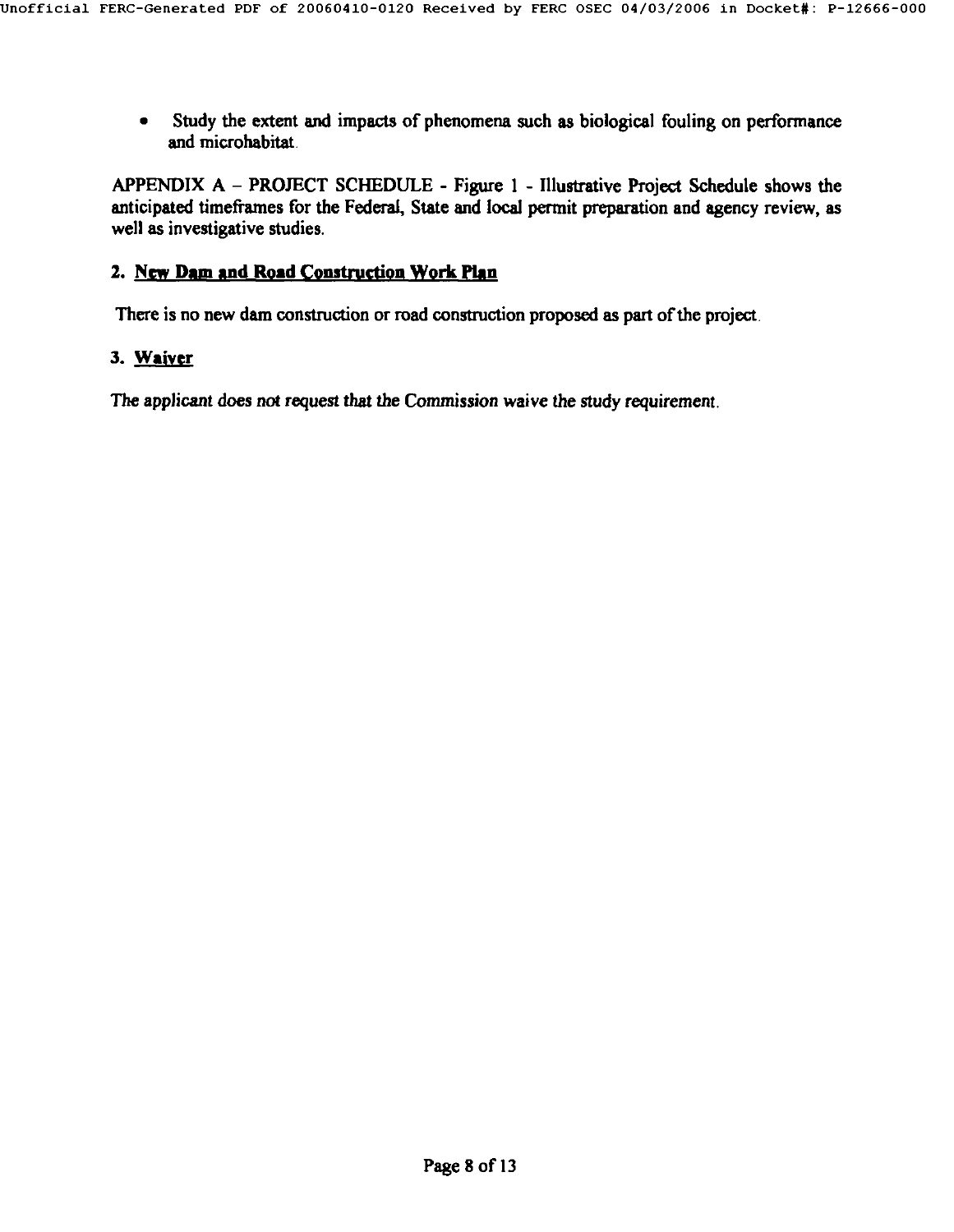- Study the extent and impacts of phenomena such as biological fouling on performance and microhabitat.

APPENDIX A – PROJECT SCHEDULE - Figure 1 - Illustrative Project Schedule shows the anticipated timeframes for the Federal, State and local permit preparation and agency review, as well as investigative studies.

## 2. New Dam and Road Construction Work Plan

There is no new dam construction or road construction proposed as part of the project.

## 3. Waiver

*The applicant does not request that the Commission waive the study requirement.*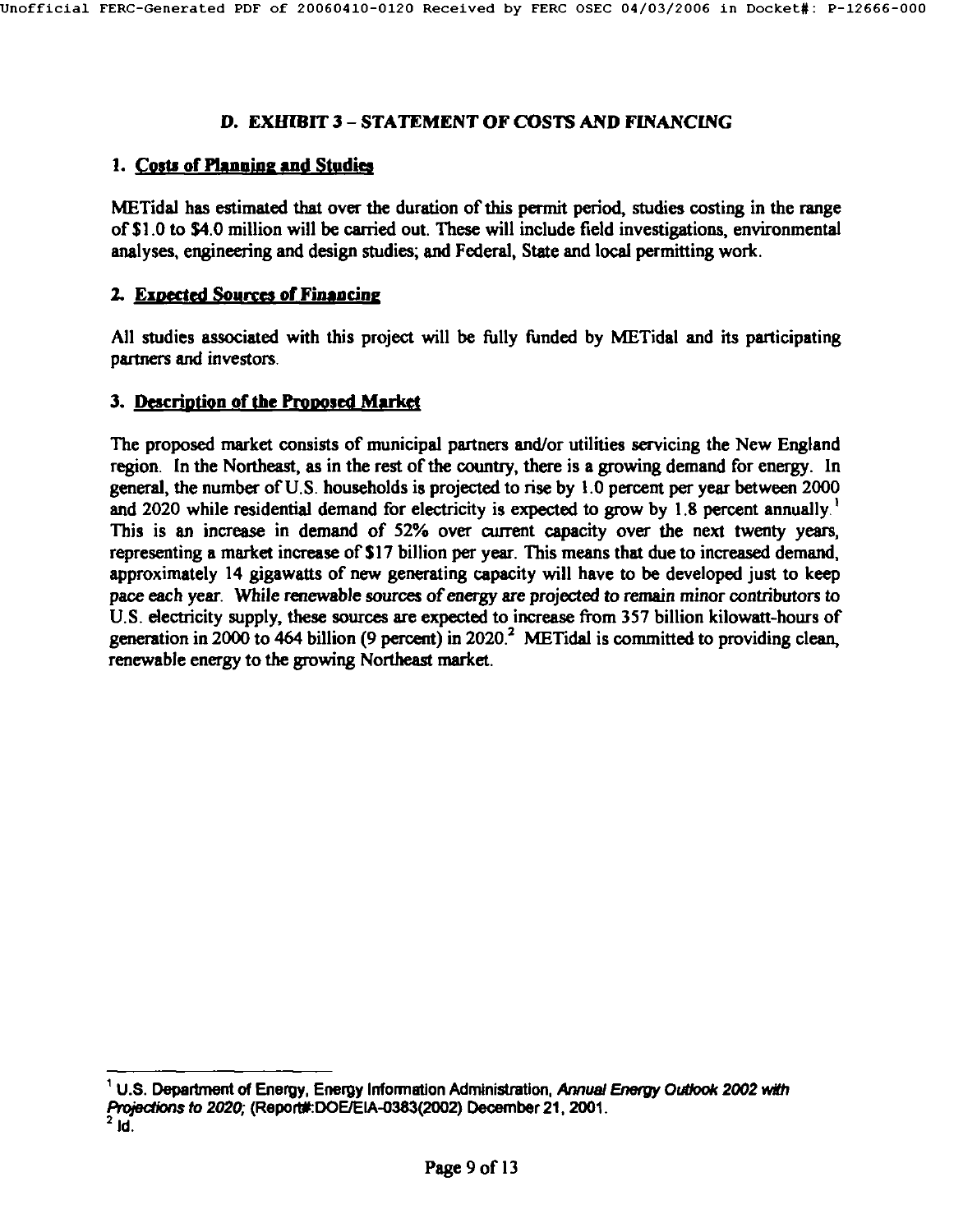## D. EXHIBIT 3 – STATEMENT OF COSTS AND FINANCING

### 1. Costs of Planning and Studies

METidal has estimated that over the duration of this permit period, studies costing in the range of $1.0 to $4.0 million will be carried out. These will include field investigations, environmental analyses, engineering and design studies; and Federal, State and local permitting work.

### 2. Expected Sources of Financing

All studies associated with this project will be fully funded by METidal and its participating partners and investors.

### 3. Description of the Proposed Market

The proposed market consists of municipal partners and/or utilities servicing the New England region. In the Northeast, as in the rest of the country, there is a growing demand for energy. In general, the number of U.S. households is projected to rise by 1.0 percent per year between 2000 and 2020 while residential demand for electricity is expected to grow by 1.8 percent annually.[1] This is an increase in demand of 52% over current capacity over the next twenty years, representing a market increase of $17 billion per year. This means that due to increased demand, approximately 14 gigawatts of new generating capacity will have to be developed just to keep pace each year. *While renewable sources of energy are projected to remain minor contributors to* U.S. electricity supply, these sources are expected to increase from 357 billion kilowatt-hours of generation in 2000 to 464 billion (9 percent) in 2020.[2] METidal is committed to providing clean, renewable energy to the growing Northeast market.

---

[1] U.S. Department of Energy, Energy Information Administration, *Annual Energy Outlook 2002 with Projections to 2020;* (Report#:DOE/EIA-0383(2002) December 21, 2001.

[2] Id.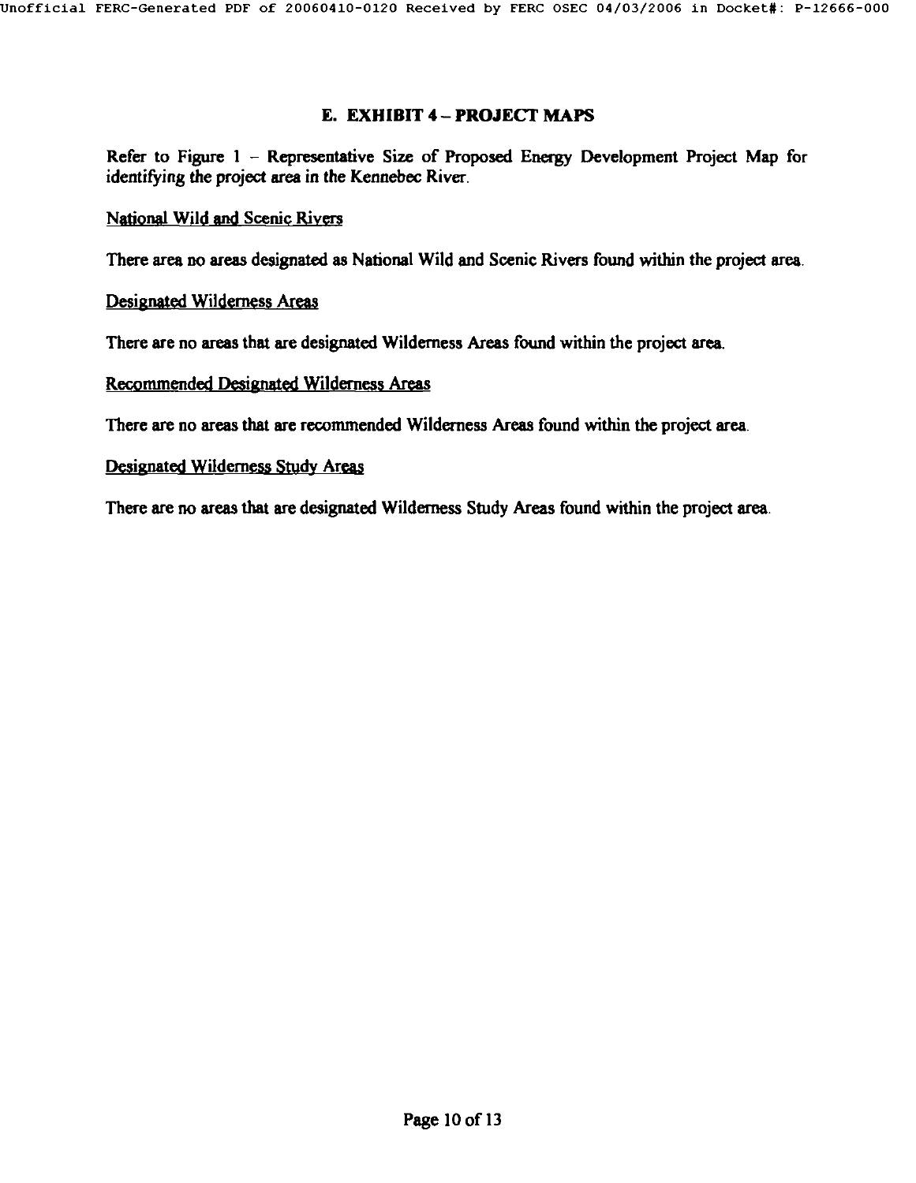## E. EXHIBIT 4 – PROJECT MAPS

Refer to Figure 1 – Representative Size of Proposed Energy Development Project Map for identifying the project area in the Kennebec River.

National Wild and Scenic Rivers

There area no areas designated as National Wild and Scenic Rivers found within the project area.

Designated Wilderness Areas

There are no areas that are designated Wilderness Areas found within the project area.

Recommended Designated Wilderness Areas

There are no areas that are recommended Wilderness Areas found within the project area.

Designated Wilderness Study Areas

There are no areas that are designated Wilderness Study Areas found within the project area.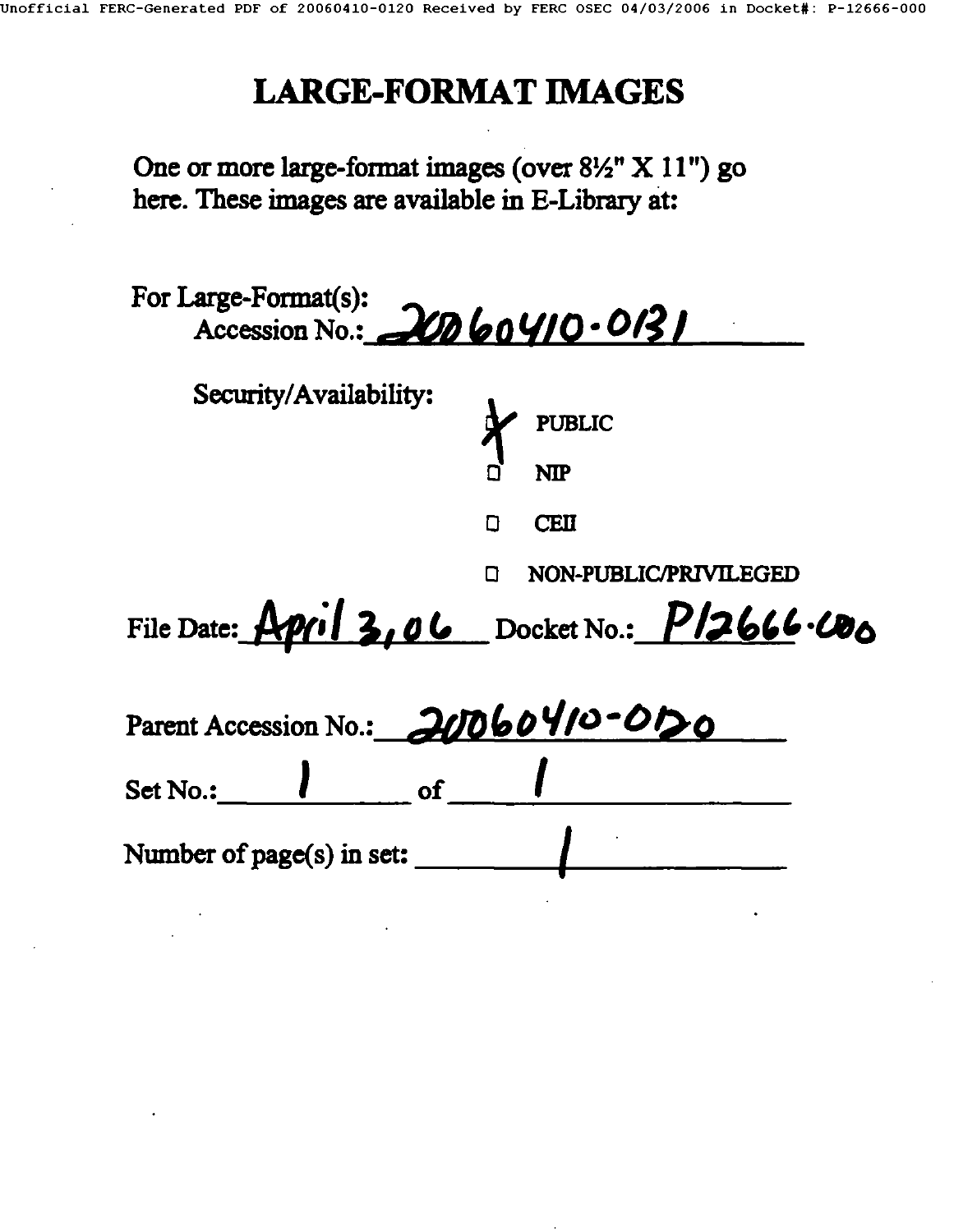# LARGE-FORMAT IMAGES

One or more large-format images (over 8½" X 11") go here. These images are available in E-Library at:

For Large-Format(s):
Accession No.: 20060410-0131

Security/Availability:

- [X] PUBLIC
- [ ] NIP
- [ ] CEII
- [ ] NON-PUBLIC/PRIVILEGED

File Date: April 3, 06 Docket No.: P12666-000

Parent Accession No.: 20060410-0120

Set No.: 1 of 1

Number of page(s) in set: 1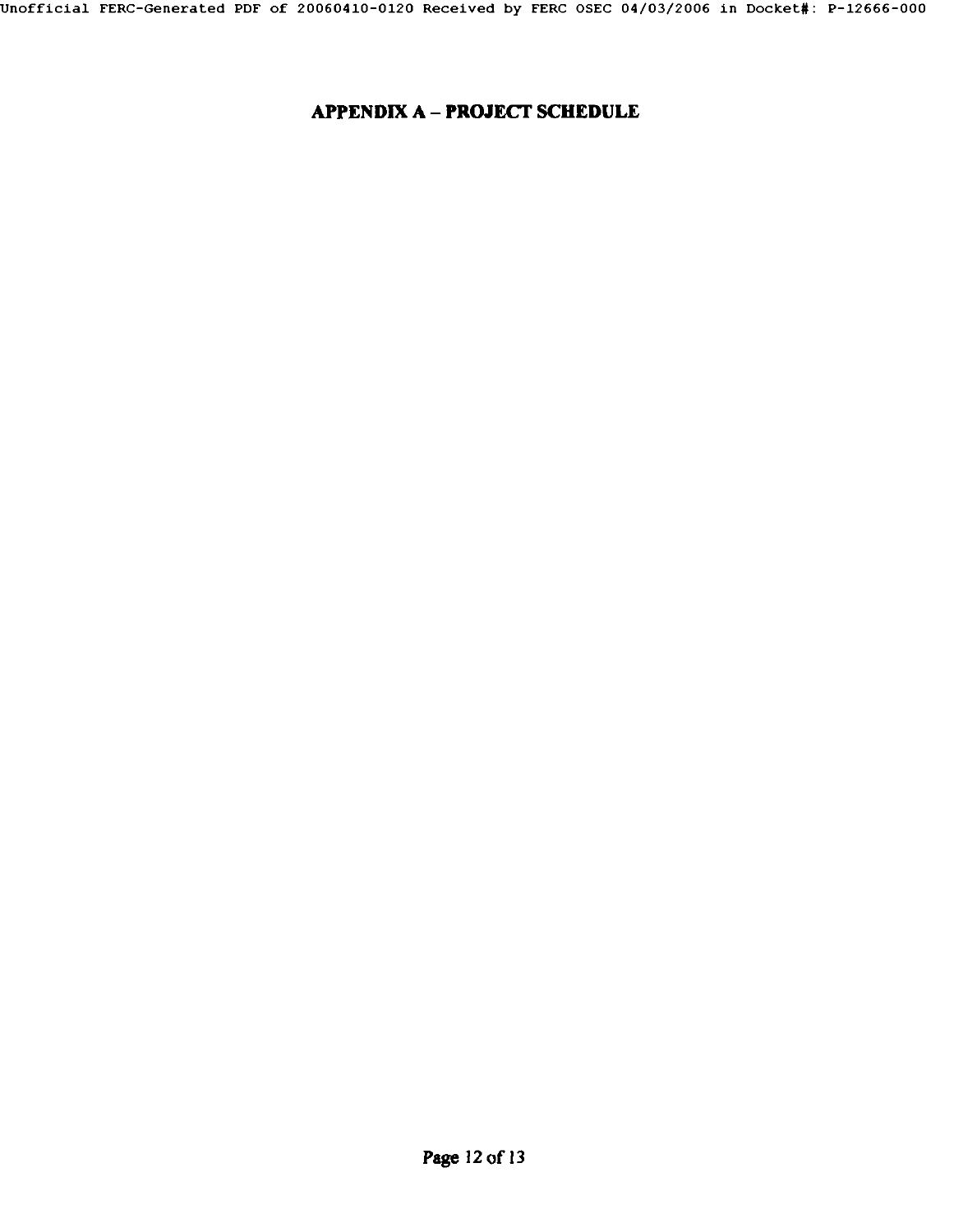# APPENDIX A – PROJECT SCHEDULE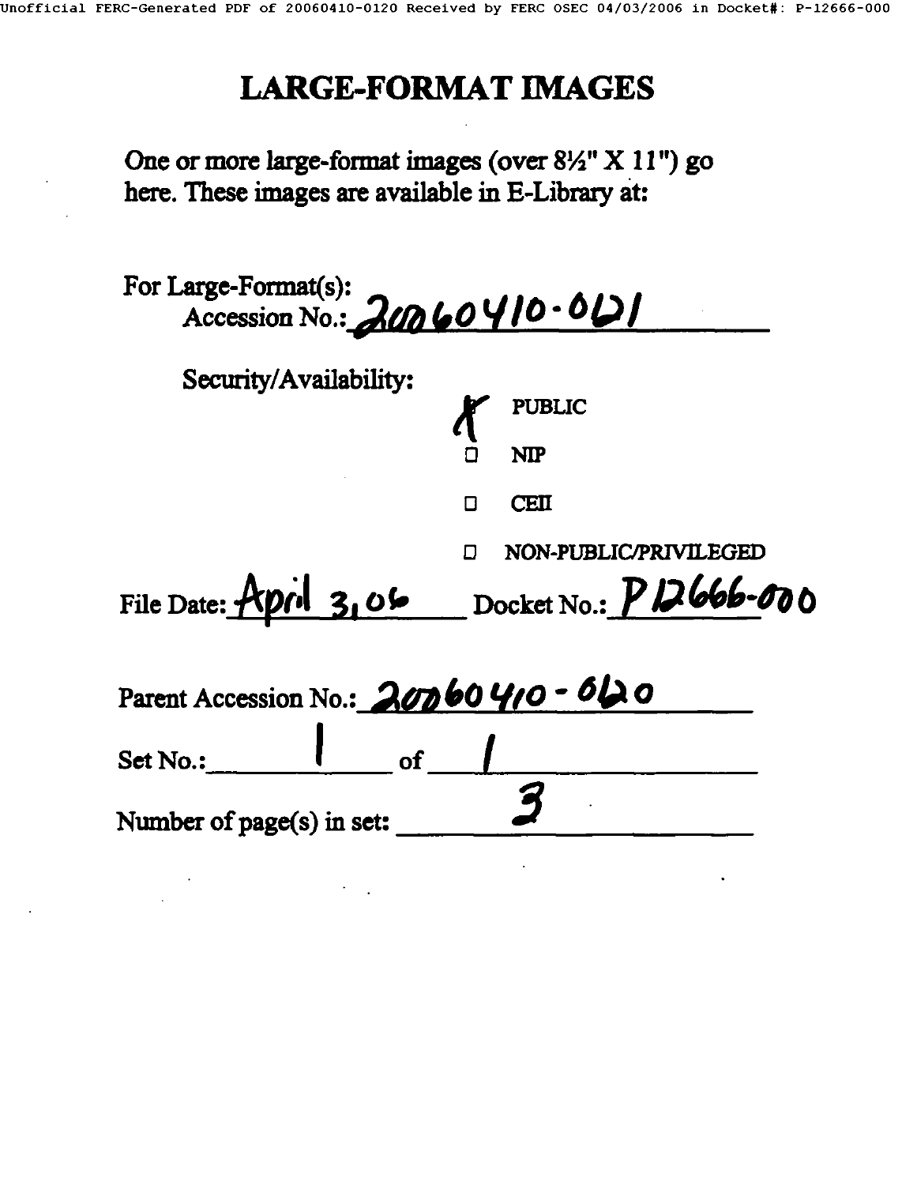# LARGE-FORMAT IMAGES

One or more large-format images (over 8½" X 11") go here. These images are available in E-Library at:

For Large-Format(s):
Accession No.: 20060410-0121

Security/Availability:

- [x] PUBLIC
- [ ] NIP
- [ ] CEII
- [ ] NON-PUBLIC/PRIVILEGED

File Date: April 3, 06 Docket No.: P12666-000

Parent Accession No.: 20060410-0120

Set No.: 1 of 1

Number of page(s) in set: 3